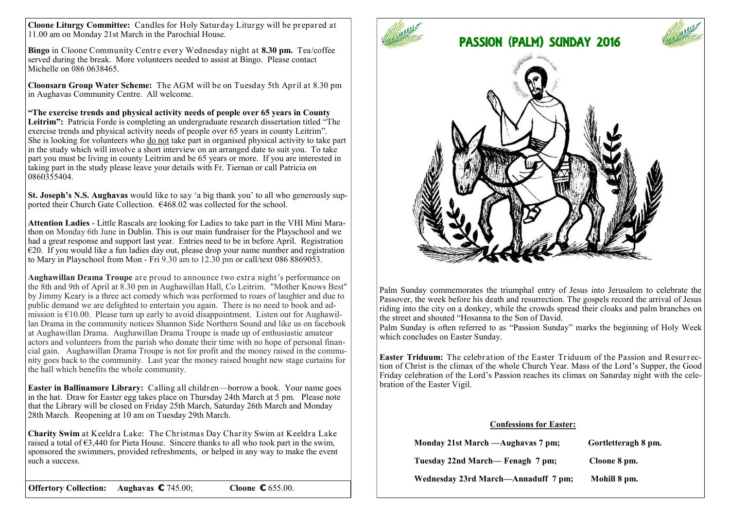**Cloone Liturgy Committee:** Candles for Holy Saturday Liturgy will be prepared at 11.00 am on Monday 21st March in the Parochial House.

**Bingo** in Cloone Community Centre every Wednesday night at **8.30 pm.** Tea/coffee served during the break. More volunteers needed to assist at Bingo. Please contact Michelle on 086 0638465.

**Cloonsarn Group Water Scheme:** The AGM will be on Tuesday 5th April at 8.30 pm in Aughavas Community Centre. All welcome.

**"The exercise trends and physical activity needs of people over 65 years in County Leitrim":** Patricia Forde is completing an undergraduate research dissertation titled "The exercise trends and physical activity needs of people over 65 years in county Leitrim". She is looking for volunteers who do not take part in organised physical activity to take part in the study which will involve a short interview on an arranged date to suit you. To take part you must be living in county Leitrim and be 65 years or more. If you are interested in taking part in the study please leave your details with Fr. Tiernan or call Patricia on 0860355404.

**St. Joseph's N.S. Aughavas** would like to say 'a big thank you' to all who generously supported their Church Gate Collection. €468.02 was collected for the school.

**Attention Ladies** - Little Rascals are looking for Ladies to take part in the VHI Mini Marathon on Monday 6th June in Dublin. This is our main fundraiser for the Playschool and we had a great response and support last year. Entries need to be in before April. Registration €20. If you would like a fun ladies day out, please drop your name number and registration to Mary in Playschool from Mon - Fri 9.30 am to 12.30 pm or call/text 086 8869053.

**Aughawillan Drama Troupe** are proud to announce two extra night's performance on the 8th and 9th of April at 8.30 pm in Aughawillan Hall, Co Leitrim. "Mother Knows Best" by Jimmy Keary is a three act comedy which was performed to roars of laughter and due to public demand we are delighted to entertain you again. There is no need to book and admission is €10.00. Please turn up early to avoid disappointment. Listen out for Aughawillan Drama in the community notices Shannon Side Northern Sound and like us on facebook at Aughawillan Drama. Aughawillan Drama Troupe is made up of enthusiastic amateur actors and volunteers from the parish who donate their time with no hope of personal financial gain. Aughawillan Drama Troupe is not for profit and the money raised in the community goes back to the community. Last year the money raised bought new stage curtains for the hall which benefits the whole community.

**Easter in Ballinamore Library:** Calling all children—borrow a book. Your name goes in the hat. Draw for Easter egg takes place on Thursday 24th March at 5 pm. Please note that the Library will be closed on Friday 25th March, Saturday 26th March and Monday 28th March. Reopening at 10 am on Tuesday 29th March.

**Charity Swim** at Keeldra Lake: The Christmas Day Charity Swim at Keeldra Lake raised a total of €3,440 for Pieta House. Sincere thanks to all who took part in the swim, sponsored the swimmers, provided refreshments, or helped in any way to make the event such a success.

**Offertory Collection: Aughavas €** 745.00; **Cloone €** 655.00.

# PASSION (PALM) SUNDAY 2016

Palm Sunday commemorates the triumphal entry of Jesus into Jerusalem to celebrate the Passover, the week before his death and resurrection. The gospels record the arrival of Jesus riding into the city on a donkey, while the crowds spread their cloaks and palm branches on the street and shouted "Hosanna to the Son of David.

Palm Sunday is often referred to as "Passion Sunday" marks the beginning of Holy Week which concludes on Easter Sunday.

**Easter Triduum:** The celebration of the Easter Triduum of the Passion and Resurrection of Christ is the climax of the whole Church Year. Mass of the Lord's Supper, the Good Friday celebration of the Lord's Passion reaches its climax on Saturday night with the celebration of the Easter Vigil.

**Confessions for Easter:**

| | |
|---|---|
| **Monday 21st March —Aughavas 7 pm;** | **Gortletteragh 8 pm.** |
| **Tuesday 22nd March— Fenagh 7 pm;** | **Cloone 8 pm.** |
| **Wednesday 23rd March—Annaduff 7 pm;** | **Mohill 8 pm.** |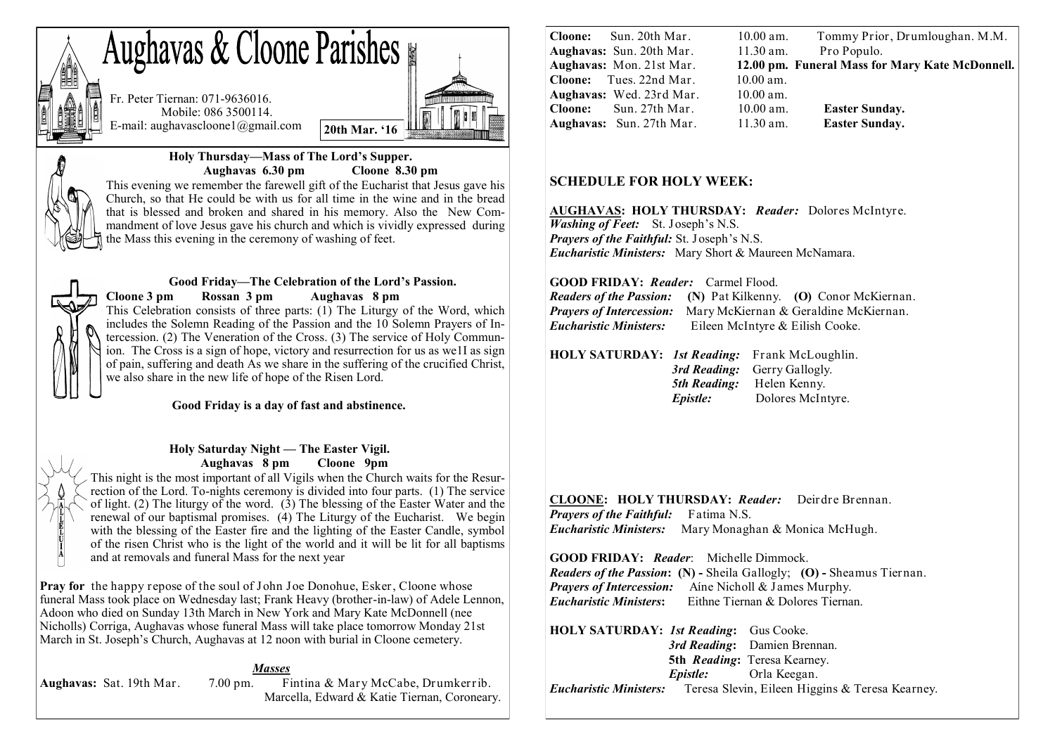# Aughavas & Cloone Parishes

Fr. Peter Tiernan: 071-9636016.
Mobile: 086 3500114.
E-mail: aughavascloone1@gmail.com

**20th Mar. '16**

**Holy Thursday—Mass of The Lord's Supper.**
**Aughavas 6.30 pm Cloone 8.30 pm**

This evening we remember the farewell gift of the Eucharist that Jesus gave his Church, so that He could be with us for all time in the wine and in the bread that is blessed and broken and shared in his memory. Also the New Commandment of love Jesus gave his church and which is vividly expressed during the Mass this evening in the ceremony of washing of feet.

**Good Friday—The Celebration of the Lord's Passion.**
**Cloone 3 pm Rossan 3 pm Aughavas 8 pm**

This Celebration consists of three parts: (1) The Liturgy of the Word, which includes the Solemn Reading of the Passion and the 10 Solemn Prayers of Intercession. (2) The Veneration of the Cross. (3) The service of Holy Communion. The Cross is a sign of hope, victory and resurrection for us as we1l as sign of pain, suffering and death As we share in the suffering of the crucified Christ, we also share in the new life of hope of the Risen Lord.

**Good Friday is a day of fast and abstinence.**

**Holy Saturday Night — The Easter Vigil.**
**Aughavas 8 pm Cloone 9pm**

This night is the most important of all Vigils when the Church waits for the Resurrection of the Lord. To-nights ceremony is divided into four parts. (1) The service of light. (2) The liturgy of the word. (3) The blessing of the Easter Water and the renewal of our baptismal promises. (4) The Liturgy of the Eucharist. We begin with the blessing of the Easter fire and the lighting of the Easter Candle, symbol of the risen Christ who is the light of the world and it will be lit for all baptisms and at removals and funeral Mass for the next year

**Pray for** the happy repose of the soul of John Joe Donohue, Esker, Cloone whose funeral Mass took place on Wednesday last; Frank Heavy (brother-in-law) of Adele Lennon, Adoon who died on Sunday 13th March in New York and Mary Kate McDonnell (nee Nicholls) Corriga, Aughavas whose funeral Mass will take place tomorrow Monday 21st March in St. Joseph's Church, Aughavas at 12 noon with burial in Cloone cemetery.

***Masses***

| | | |
|---|---|---|
| **Aughavas:** Sat. 19th Mar. | 7.00 pm. | Fintina & Mary McCabe, Drumkerrib. Marcella, Edward & Katie Tiernan, Coroneary. |
| **Cloone:** Sun. 20th Mar. | 10.00 am. | Tommy Prior, Drumloughan. M.M. |
| **Aughavas:** Sun. 20th Mar. | 11.30 am. | Pro Populo. |
| **Aughavas:** Mon. 21st Mar. | **12.00 pm.** | **Funeral Mass for Mary Kate McDonnell.** |
| **Cloone:** Tues. 22nd Mar. | 10.00 am. | |
| **Aughavas:** Wed. 23rd Mar. | 10.00 am. | |
| **Cloone:** Sun. 27th Mar. | 10.00 am. | **Easter Sunday.** |
| **Aughavas:** Sun. 27th Mar. | 11.30 am. | **Easter Sunday.** |

## SCHEDULE FOR HOLY WEEK:

**AUGHAVAS: HOLY THURSDAY:** ***Reader:*** Dolores McIntyre.
***Washing of Feet:*** St. Joseph's N.S.
***Prayers of the Faithful:*** St. Joseph's N.S.
***Eucharistic Ministers:*** Mary Short & Maureen McNamara.

**GOOD FRIDAY:** ***Reader:*** Carmel Flood.
***Readers of the Passion:*** **(N)** Pat Kilkenny. **(O)** Conor McKiernan.
***Prayers of Intercession:*** Mary McKiernan & Geraldine McKiernan.
***Eucharistic Ministers:*** Eileen McIntyre & Eilish Cooke.

**HOLY SATURDAY:** ***1st Reading:*** Frank McLoughlin.
***3rd Reading:*** Gerry Gallogly.
***5th Reading:*** Helen Kenny.
***Epistle:*** Dolores McIntyre.

**CLOONE: HOLY THURSDAY:** ***Reader:*** Deirdre Brennan.
***Prayers of the Faithful:*** Fatima N.S.
***Eucharistic Ministers:*** Mary Monaghan & Monica McHugh.

**GOOD FRIDAY:** ***Reader***: Michelle Dimmock.
***Readers of the Passion*****: (N) -** Sheila Gallogly; **(O) -** Sheamus Tiernan.
***Prayers of Intercession:*** Aíne Nicholl & James Murphy.
***Eucharistic Ministers*****:** Eithne Tiernan & Dolores Tiernan.

**HOLY SATURDAY:** ***1st Reading*****:** Gus Cooke.
***3rd Reading*****:** Damien Brennan.
**5th *Reading*:** Teresa Kearney.
***Epistle:*** Orla Keegan.
***Eucharistic Ministers:*** Teresa Slevin, Eileen Higgins & Teresa Kearney.